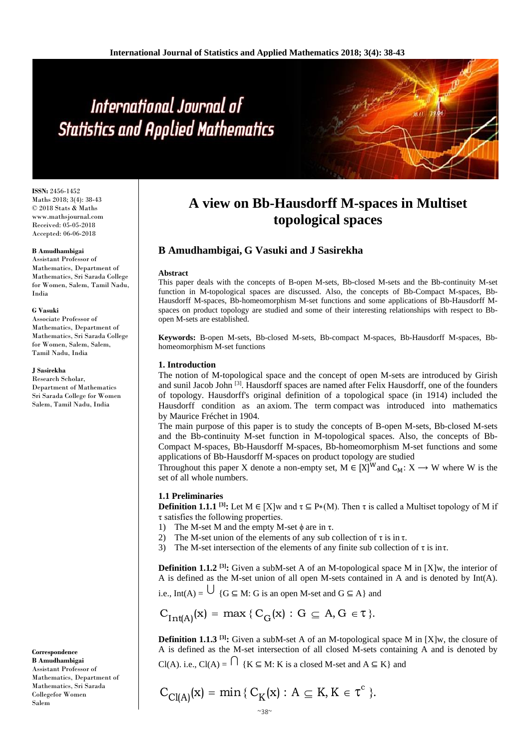# A view on Bb-Hausdorff M-spaces in Multiset topological spaces

## B Amudhambigai, G Vasuki and J Sasirekha

**ISSN:** 2456-1452
Maths 2018; 3(4): 38-43
© 2018 Stats & Maths
www.mathsjournal.com
Received: 05-05-2018
Accepted: 06-06-2018

**B Amudhambigai**
Assistant Professor of Mathematics, Department of Mathematics, Sri Sarada College for Women, Salem, Tamil Nadu, India

**G Vasuki**
Associate Professor of Mathematics, Department of Mathematics, Sri Sarada College for Women, Salem, Salem, Tamil Nadu, India

**J Sasirekha**
Research Scholar, Department of Mathematics Sri Sarada College for Women Salem, Tamil Nadu, India

**Correspondence**
**B Amudhambigai**
Assistant Professor of Mathematics, Department of Mathematics, Sri Sarada Collegefor Women Salem

### Abstract

This paper deals with the concepts of B-open M-sets, Bb-closed M-sets and the Bb-continuity M-set function in M-topological spaces are discussed. Also, the concepts of Bb-Compact M-spaces, Bb-Hausdorff M-spaces, Bb-homeomorphism M-set functions and some applications of Bb-Hausdorff M-spaces on product topology are studied and some of their interesting relationships with respect to Bb-open M-sets are established.

**Keywords:** B-open M-sets, Bb-closed M-sets, Bb-compact M-spaces, Bb-Hausdorff M-spaces, Bb-homeomorphism M-set functions

### 1. Introduction

The notion of M-topological space and the concept of open M-sets are introduced by Girish and sunil Jacob John [3]. Hausdorff spaces are named after Felix Hausdorff, one of the founders of topology. Hausdorff's original definition of a topological space (in 1914) included the Hausdorff condition as an axiom. The term compact was introduced into mathematics by Maurice Fréchet in 1904.

The main purpose of this paper is to study the concepts of B-open M-sets, Bb-closed M-sets and the Bb-continuity M-set function in M-topological spaces. Also, the concepts of Bb-Compact M-spaces, Bb-Hausdorff M-spaces, Bb-homeomorphism M-set functions and some applications of Bb-Hausdorff M-spaces on product topology are studied

Throughout this paper X denote a non-empty set, $M \in [X]^W$ and $C_M : X \longrightarrow W$ where W is the set of all whole numbers.

### 1.1 Preliminaries

**Definition 1.1.1** [3]**:** Let $M \in [X]w$ and $\tau \subseteq P*(M)$. Then $\tau$ is called a Multiset topology of M if $\tau$ satisfies the following properties.

1) The M-set M and the empty M-set $\phi$ are in $\tau$.
2) The M-set union of the elements of any sub collection of $\tau$ is in $\tau$.
3) The M-set intersection of the elements of any finite sub collection of $\tau$ is in $\tau$.

**Definition 1.1.2** [3]**:** Given a subM-set A of an M-topological space M in [X]w, the interior of A is defined as the M-set union of all open M-sets contained in A and is denoted by Int(A). i.e., $\text{Int}(A) = \bigcup \{G \subseteq M : G \text{ is an open M-set and } G \subseteq A\}$ and

$$C_{\text{Int}(A)}(x) = \max\{C_G(x) : G \subseteq A, G \in \tau\}.$$

**Definition 1.1.3** [3]**:** Given a subM-set A of an M-topological space M in [X]w, the closure of A is defined as the M-set intersection of all closed M-sets containing A and is denoted by Cl(A). i.e., $\text{Cl}(A) = \bigcap \{K \subseteq M : K \text{ is a closed M-set and } A \subseteq K\}$ and

$$C_{\text{Cl}(A)}(x) = \min\{C_K(x) : A \subseteq K, K \in \tau^c\}.$$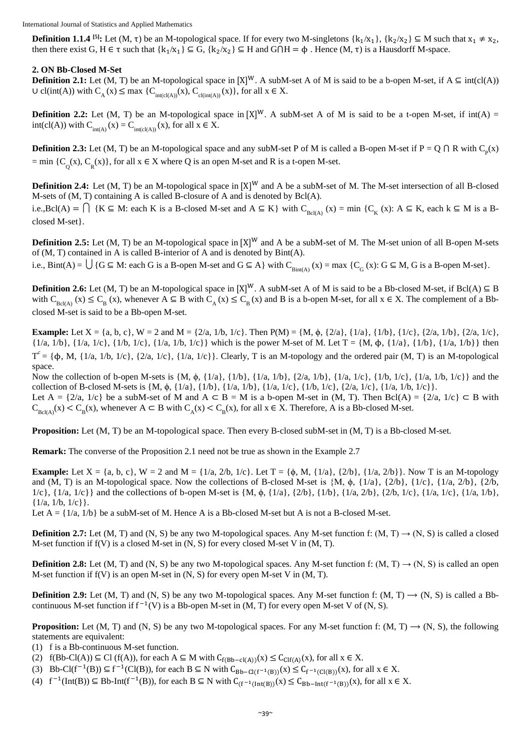**Definition 1.1.4** [5]**:** Let (M, τ) be an M-topological space. If for every two M-singletons $\{k_1/x_1\}$, $\{k_2/x_2\} \subseteq M$ such that $x_1 \neq x_2$, then there exist G, H ∈ τ such that $\{k_1/x_1\} \subseteq G$, $\{k_2/x_2\} \subseteq H$ and $G \cap H = \phi$ . Hence (M, τ) is a Hausdorff M-space.

## 2. ON Bb-Closed M-Set

**Definition 2.1:** Let (M, T) be an M-topological space in $[X]^W$. A subM-set A of M is said to be a b-open M-set, if $A \subseteq \text{int}(\text{cl}(A)) \cup \text{cl}(\text{int}(A))$ with $C_A(x) \leq \max\{C_{\text{int}(\text{cl}(A))}(x), C_{\text{cl}(\text{int}(A))}(x)\}$, for all x ∈ X.

**Definition 2.2:** Let (M, T) be an M-topological space in $[X]^W$. A subM-set A of M is said to be a t-open M-set, if int(A) = int(cl(A)) with $C_{\text{int}(A)}(x) = C_{\text{int}(\text{cl}(A))}(x)$, for all x ∈ X.

**Definition 2.3:** Let (M, T) be an M-topological space and any subM-set P of M is called a B-open M-set if $P = Q \cap R$ with $C_P(x) = \min\{C_Q(x), C_R(x)\}$, for all x ∈ X where Q is an open M-set and R is a t-open M-set.

**Definition 2.4:** Let (M, T) be an M-topological space in $[X]^W$ and A be a subM-set of M. The M-set intersection of all B-closed M-sets of (M, T) containing A is called B-closure of A and is denoted by Bcl(A).

i.e.,$\text{Bcl}(A) = \bigcap \{K \subseteq M$: each K is a B-closed M-set and $A \subseteq K\}$ with $C_{\text{Bcl}(A)}(x) = \min\{C_K(x)$: $A \subseteq K$, each $k \subseteq M$ is a B-closed M-set$\}$.

**Definition 2.5:** Let (M, T) be an M-topological space in $[X]^W$ and A be a subM-set of M. The M-set union of all B-open M-sets of (M, T) contained in A is called B-interior of A and is denoted by Bint(A).

i.e., $\text{Bint}(A) = \bigcup \{G \subseteq M$: each G is a B-open M-set and $G \subseteq A\}$ with $C_{\text{Bint}(A)}(x) = \max\{C_G(x)$: $G \subseteq M$, G is a B-open M-set$\}$.

**Definition 2.6:** Let (M, T) be an M-topological space in $[X]^W$. A subM-set A of M is said to be a Bb-closed M-set, if $\text{Bcl}(A) \subseteq B$ with $C_{\text{Bcl}(A)}(x) \leq C_B(x)$, whenever $A \subseteq B$ with $C_A(x) \leq C_B(x)$ and B is a b-open M-set, for all x ∈ X. The complement of a Bb-closed M-set is said to be a Bb-open M-set.

**Example:** Let X = {a, b, c}, W = 2 and M = {2/a, 1/b, 1/c}. Then P(M) = {M, ϕ, {2/a}, {1/a}, {1/b}, {1/c}, {2/a, 1/b}, {2/a, 1/c}, {1/a, 1/b}, {1/a, 1/c}, {1/b, 1/c}, {1/a, 1/b, 1/c}} which is the power M-set of M. Let T = {M, ϕ, {1/a}, {1/b}, {1/a, 1/b}} then $T^c$ = {ϕ, M, {1/a, 1/b, 1/c}, {2/a, 1/c}, {1/a, 1/c}}. Clearly, T is an M-topology and the ordered pair (M, T) is an M-topological space.

Now the collection of b-open M-sets is {M, ϕ, {1/a}, {1/b}, {1/a, 1/b}, {2/a, 1/b}, {1/a, 1/c}, {1/b, 1/c}, {1/a, 1/b, 1/c}} and the collection of B-closed M-sets is {M, ϕ, {1/a}, {1/b}, {1/a, 1/b}, {1/a, 1/c}, {1/b, 1/c}, {2/a, 1/c}, {1/a, 1/b, 1/c}}.

Let A = {2/a, 1/c} be a subM-set of M and $A \subset B = M$ is a b-open M-set in (M, T). Then Bcl(A) = {2/a, 1/c} ⊂ B with $C_{\text{Bcl}(A)}(x) < C_B(x)$, whenever $A \subset B$ with $C_A(x) < C_B(x)$, for all x ∈ X. Therefore, A is a Bb-closed M-set.

**Proposition:** Let (M, T) be an M-topological space. Then every B-closed subM-set in (M, T) is a Bb-closed M-set.

**Remark:** The converse of the Proposition 2.1 need not be true as shown in the Example 2.7

**Example:** Let X = {a, b, c}, W = 2 and M = {1/a, 2/b, 1/c}. Let T = {ϕ, M, {1/a}, {2/b}, {1/a, 2/b}}. Now T is an M-topology and (M, T) is an M-topological space. Now the collections of B-closed M-set is {M, ϕ, {1/a}, {2/b}, {1/c}, {1/a, 2/b}, {2/b, 1/c}, {1/a, 1/c}} and the collections of b-open M-set is {M, ϕ, {1/a}, {2/b}, {1/b}, {1/a, 2/b}, {2/b, 1/c}, {1/a, 1/c}, {1/a, 1/b}, {1/a, 1/b, 1/c}}.

Let A = {1/a, 1/b} be a subM-set of M. Hence A is a Bb-closed M-set but A is not a B-closed M-set.

**Definition 2.7:** Let (M, T) and (N, S) be any two M-topological spaces. Any M-set function f: (M, T) → (N, S) is called a closed M-set function if f(V) is a closed M-set in (N, S) for every closed M-set V in (M, T).

**Definition 2.8:** Let (M, T) and (N, S) be any two M-topological spaces. Any M-set function f: (M, T) → (N, S) is called an open M-set function if f(V) is an open M-set in (N, S) for every open M-set V in (M, T).

**Definition 2.9:** Let (M, T) and (N, S) be any two M-topological spaces. Any M-set function f: (M, T) ⟶ (N, S) is called a Bb-continuous M-set function if $f^{-1}(V)$ is a Bb-open M-set in (M, T) for every open M-set V of (N, S).

**Proposition:** Let (M, T) and (N, S) be any two M-topological spaces. For any M-set function f: (M, T) ⟶ (N, S), the following statements are equivalent:

1. f is a Bb-continuous M-set function.
2. $f(\text{Bb-Cl}(A)) \subseteq \text{Cl}(f(A))$, for each $A \subseteq M$ with $C_{f(\text{Bb-cl}(A))}(x) \leq C_{\text{Clf}(A)}(x)$, for all x ∈ X.
3. $\text{Bb-Cl}(f^{-1}(B)) \subseteq f^{-1}(\text{Cl}(B))$, for each $B \subseteq N$ with $C_{\text{Bb-Cl}(f^{-1}(B))}(x) \leq C_{f^{-1}(\text{Cl}(B))}(x)$, for all x ∈ X.
4. $f^{-1}(\text{Int}(B)) \subseteq \text{Bb-Int}(f^{-1}(B))$, for each $B \subseteq N$ with $C_{(f^{-1}(\text{Int}(B))}(x) \leq C_{\text{Bb-Int}(f^{-1}(B))}(x)$, for all x ∈ X.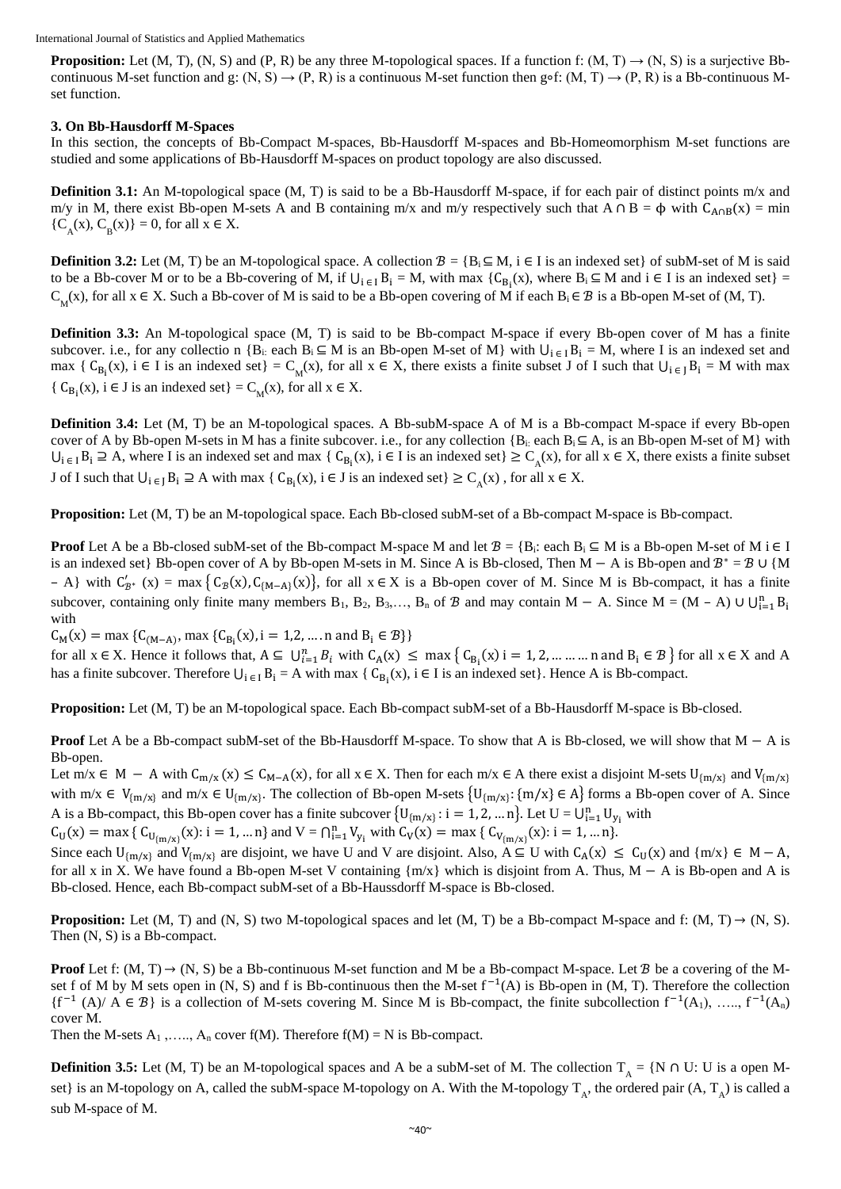**Proposition:** Let (M, T), (N, S) and (P, R) be any three M-topological spaces. If a function f: (M, T) → (N, S) is a surjective Bb-continuous M-set function and g: (N, S) → (P, R) is a continuous M-set function then g∘f: (M, T) → (P, R) is a Bb-continuous M-set function.

### 3. On Bb-Hausdorff M-Spaces

In this section, the concepts of Bb-Compact M-spaces, Bb-Hausdorff M-spaces and Bb-Homeomorphism M-set functions are studied and some applications of Bb-Hausdorff M-spaces on product topology are also discussed.

**Definition 3.1:** An M-topological space (M, T) is said to be a Bb-Hausdorff M-space, if for each pair of distinct points m/x and m/y in M, there exist Bb-open M-sets A and B containing m/x and m/y respectively such that A ∩ B = ϕ with $C_{A\cap B}(x) = \min\{C_A(x), C_B(x)\} = 0$, for all x ∈ X.

**Definition 3.2:** Let (M, T) be an M-topological space. A collection $\mathcal{B} = \{B_i \subseteq M, i \in I$ is an indexed set$\}$ of subM-set of M is said to be a Bb-cover M or to be a Bb-covering of M, if $\bigcup_{i\in I} B_i = M$, with max $\{C_{B_i}(x)$, where $B_i \subseteq M$ and i ∈ I is an indexed set$\} = C_M(x)$, for all x ∈ X. Such a Bb-cover of M is said to be a Bb-open covering of M if each $B_i \in \mathcal{B}$ is a Bb-open M-set of (M, T).

**Definition 3.3:** An M-topological space (M, T) is said to be Bb-compact M-space if every Bb-open cover of M has a finite subcover. i.e., for any collectio n $\{B_i$: each $B_i \subseteq M$ is an Bb-open M-set of M$\}$ with $\bigcup_{i\in I} B_i = M$, where I is an indexed set and max $\{C_{B_i}(x)$, i ∈ I is an indexed set$\} = C_M(x)$, for all x ∈ X, there exists a finite subset J of I such that $\bigcup_{i\in J} B_i = M$ with max $\{C_{B_i}(x)$, i ∈ J is an indexed set$\} = C_M(x)$, for all x ∈ X.

**Definition 3.4:** Let (M, T) be an M-topological spaces. A Bb-subM-space A of M is a Bb-compact M-space if every Bb-open cover of A by Bb-open M-sets in M has a finite subcover. i.e., for any collection $\{B_i$: each $B_i \subseteq A$, is an Bb-open M-set of M$\}$ with $\bigcup_{i\in I} B_i \supseteq A$, where I is an indexed set and max $\{C_{B_i}(x)$, i ∈ I is an indexed set$\} \geq C_A(x)$, for all x ∈ X, there exists a finite subset J of I such that $\bigcup_{i\in J} B_i \supseteq A$ with max $\{C_{B_i}(x)$, i ∈ J is an indexed set$\} \geq C_A(x)$, for all x ∈ X.

**Proposition:** Let (M, T) be an M-topological space. Each Bb-closed subM-set of a Bb-compact M-space is Bb-compact.

**Proof** Let A be a Bb-closed subM-set of the Bb-compact M-space M and let $\mathcal{B} = \{B_i$: each $B_i \subseteq M$ is a Bb-open M-set of M i ∈ I is an indexed set$\}$ Bb-open cover of A by Bb-open M-sets in M. Since A is Bb-closed, Then M − A is Bb-open and $\mathcal{B}^* = \mathcal{B} \cup \{M - A\}$ with $C'_{\mathcal{B}^*}(x) = \max\{C_{\mathcal{B}}(x), C_{\{M-A\}}(x)\}$, for all x ∈ X is a Bb-open cover of M. Since M is Bb-compact, it has a finite subcover, containing only finite many members $B_1, B_2, B_3, \ldots, B_n$ of $\mathcal{B}$ and may contain M − A. Since $M = (M - A) \cup \bigcup_{i=1}^{n} B_i$ with

$C_M(x) = \max\{C_{(M-A)}, \max\{C_{B_i}(x), i = 1,2, \ldots. n$ and $B_i \in \mathcal{B}\}\}$

for all x ∈ X. Hence it follows that, $A \subseteq \bigcup_{i=1}^{n} B_i$ with $C_A(x) \leq \max\{C_{B_i}(x)\ i = 1, 2, \ldots \ldots \ldots n$ and $B_i \in \mathcal{B}\}$ for all x ∈ X and A has a finite subcover. Therefore $\bigcup_{i\in I} B_i = A$ with max $\{C_{B_i}(x)$, i ∈ I is an indexed set$\}$. Hence A is Bb-compact.

**Proposition:** Let (M, T) be an M-topological space. Each Bb-compact subM-set of a Bb-Hausdorff M-space is Bb-closed.

**Proof** Let A be a Bb-compact subM-set of the Bb-Hausdorff M-space. To show that A is Bb-closed, we will show that M − A is Bb-open.

Let m/x ∈ M − A with $C_{m/x}(x) \leq C_{M-A}(x)$, for all x ∈ X. Then for each m/x ∈ A there exist a disjoint M-sets $U_{\{m/x\}}$ and $V_{\{m/x\}}$ with m/x ∈ $V_{\{m/x\}}$ and m/x ∈ $U_{\{m/x\}}$. The collection of Bb-open M-sets $\{U_{\{m/x\}}: \{m/x\} \in A\}$ forms a Bb-open cover of A. Since A is a Bb-compact, this Bb-open cover has a finite subcover $\{U_{\{m/x\}}: i = 1, 2, \ldots n\}$. Let $U = \bigcup_{i=1}^{n} U_{y_i}$ with

$C_U(x) = \max\{C_{U_{\{m/x\}}}(x): i = 1, \ldots n\}$ and $V = \bigcap_{i=1}^{n} V_{y_i}$ with $C_V(x) = \max\{C_{V_{\{m/x\}}}(x): i = 1, \ldots n\}$.

Since each $U_{\{m/x\}}$ and $V_{\{m/x\}}$ are disjoint, we have U and V are disjoint. Also, A ⊆ U with $C_A(x) \leq C_U(x)$ and {m/x} ∈ M − A, for all x in X. We have found a Bb-open M-set V containing {m/x} which is disjoint from A. Thus, M − A is Bb-open and A is Bb-closed. Hence, each Bb-compact subM-set of a Bb-Haussdorff M-space is Bb-closed.

**Proposition:** Let (M, T) and (N, S) two M-topological spaces and let (M, T) be a Bb-compact M-space and f: (M, T) → (N, S). Then (N, S) is a Bb-compact.

**Proof** Let f: (M, T) → (N, S) be a Bb-continuous M-set function and M be a Bb-compact M-space. Let $\mathcal{B}$ be a covering of the M-set f of M by M sets open in (N, S) and f is Bb-continuous then the M-set $f^{-1}(A)$ is Bb-open in (M, T). Therefore the collection $\{f^{-1}(A) / A \in \mathcal{B}\}$ is a collection of M-sets covering M. Since M is Bb-compact, the finite subcollection $f^{-1}(A_1)$, ….., $f^{-1}(A_n)$ cover M.

Then the M-sets $A_1$ ,….., $A_n$ cover f(M). Therefore f(M) = N is Bb-compact.

**Definition 3.5:** Let (M, T) be an M-topological spaces and A be a subM-set of M. The collection $T_A$ = {N ∩ U: U is a open M-set} is an M-topology on A, called the subM-space M-topology on A. With the M-topology $T_A$, the ordered pair (A, $T_A$) is called a sub M-space of M.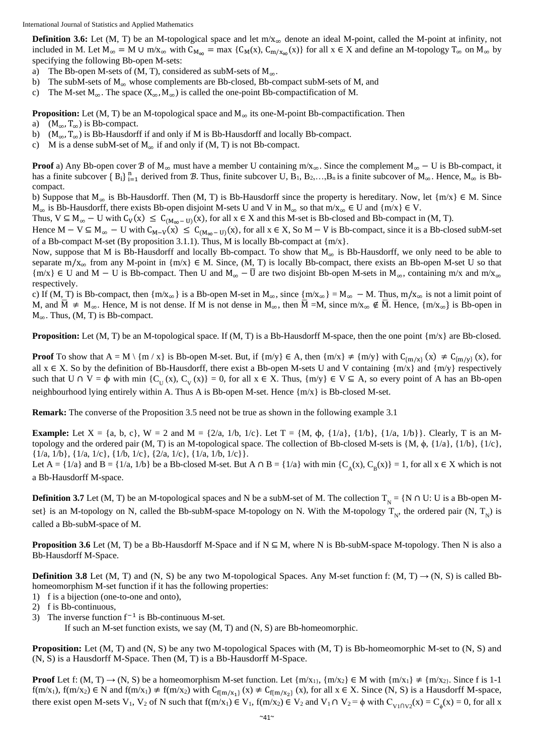**Definition 3.6:** Let (M, T) be an M-topological space and let $m/x_\infty$ denote an ideal M-point, called the M-point at infinity, not included in M. Let $M_\infty = M \cup m/x_\infty$ with $C_{M_\infty} = \max\{C_M(x), C_{m/x_\infty}(x)\}$ for all x ∈ X and define an M-topology $T_\infty$ on $M_\infty$ by specifying the following Bb-open M-sets:

a) The Bb-open M-sets of (M, T), considered as subM-sets of $M_\infty$.
b) The subM-sets of $M_\infty$ whose complements are Bb-closed, Bb-compact subM-sets of M, and
c) The M-set $M_\infty$. The space $(X_\infty, M_\infty)$ is called the one-point Bb-compactification of M.

**Proposition:** Let (M, T) be an M-topological space and $M_\infty$ its one-M-point Bb-compactification. Then

a) $(M_\infty, T_\infty)$ is Bb-compact.
b) $(M_\infty, T_\infty)$ is Bb-Hausdorff if and only if M is Bb-Hausdorff and locally Bb-compact.
c) M is a dense subM-set of $M_\infty$ if and only if (M, T) is not Bb-compact.

**Proof** a) Any Bb-open cover $\mathcal{B}$ of $M_\infty$ must have a member U containing $m/x_\infty$. Since the complement $M_\infty - U$ is Bb-compact, it has a finite subcover $\{B_i\}_{i=1}^{n}$ derived from $\mathcal{B}$. Thus, finite subcover U, $B_1, B_2, \ldots, B_n$ is a finite subcover of $M_\infty$. Hence, $M_\infty$ is Bb-compact.

b) Suppose that $M_\infty$ is Bb-Hausdorff. Then (M, T) is Bb-Hausdorff since the property is hereditary. Now, let {m/x} ∈ M. Since $M_\infty$ is Bb-Hausdorff, there exists Bb-open disjoint M-sets U and V in $M_\infty$ so that $m/x_\infty \in U$ and {m/x} ∈ V.

Thus, $V \subseteq M_\infty - U$ with $C_V(x) \leq C_{(M_\infty - U)}(x)$, for all x ∈ X and this M-set is Bb-closed and Bb-compact in (M, T).

Hence $M - V \subseteq M_\infty - U$ with $C_{M-V}(x) \leq C_{(M_\infty - U)}(x)$, for all x ∈ X, So $M - V$ is Bb-compact, since it is a Bb-closed subM-set of a Bb-compact M-set (By proposition 3.1.1). Thus, M is locally Bb-compact at {m/x}.

Now, suppose that M is Bb-Hausdorff and locally Bb-compact. To show that $M_\infty$ is Bb-Hausdorff, we only need to be able to separate $m/x_\infty$ from any M-point in {m/x} ∈ M. Since, (M, T) is locally Bb-compact, there exists an Bb-open M-set U so that {m/x} ∈ U and $M - U$ is Bb-compact. Then U and $M_\infty - \bar{U}$ are two disjoint Bb-open M-sets in $M_\infty$, containing m/x and $m/x_\infty$ respectively.

c) If (M, T) is Bb-compact, then $\{m/x_\infty\}$ is a Bb-open M-set in $M_\infty$, since $\{m/x_\infty\} = M_\infty - M$. Thus, $m/x_\infty$ is not a limit point of M, and $\bar{M} \neq M_\infty$. Hence, M is not dense. If M is not dense in $M_\infty$, then $\bar{M} = M$, since $m/x_\infty \notin \bar{M}$. Hence, $\{m/x_\infty\}$ is Bb-open in $M_\infty$. Thus, (M, T) is Bb-compact.

**Proposition:** Let (M, T) be an M-topological space. If (M, T) is a Bb-Hausdorff M-space, then the one point {m/x} are Bb-closed.

**Proof** To show that A = M \ {m / x} is Bb-open M-set. But, if {m/y} ∈ A, then {m/x} ≠ {m/y} with $C_{\{m/x\}}(x) \neq C_{\{m/y\}}(x)$, for all x ∈ X. So by the definition of Bb-Hausdorff, there exist a Bb-open M-sets U and V containing {m/x} and {m/y} respectively such that U ∩ V = ϕ with $\min\{C_U(x), C_V(x)\} = 0$, for all x ∈ X. Thus, {m/y} ∈ V ⊆ A, so every point of A has an Bb-open neighbourhood lying entirely within A. Thus A is Bb-open M-set. Hence {m/x} is Bb-closed M-set.

**Remark:** The converse of the Proposition 3.5 need not be true as shown in the following example 3.1

**Example:** Let X = {a, b, c}, W = 2 and M = {2/a, 1/b, 1/c}. Let T = {M, ϕ, {1/a}, {1/b}, {1/a, 1/b}}. Clearly, T is an M-topology and the ordered pair (M, T) is an M-topological space. The collection of Bb-closed M-sets is {M, ϕ, {1/a}, {1/b}, {1/c}, {1/a, 1/b}, {1/a, 1/c}, {1/b, 1/c}, {2/a, 1/c}, {1/a, 1/b, 1/c}}.

Let A = {1/a} and B = {1/a, 1/b} be a Bb-closed M-set. But A ∩ B = {1/a} with $\min\{C_A(x), C_B(x)\} = 1$, for all x ∈ X which is not a Bb-Hausdorff M-space.

**Definition 3.7** Let (M, T) be an M-topological spaces and N be a subM-set of M. The collection $T_N$ = {N ∩ U: U is a Bb-open M-set} is an M-topology on N, called the Bb-subM-space M-topology on N. With the M-topology $T_N$, the ordered pair (N, $T_N$) is called a Bb-subM-space of M.

**Proposition 3.6** Let (M, T) be a Bb-Hausdorff M-Space and if N ⊆ M, where N is Bb-subM-space M-topology. Then N is also a Bb-Hausdorff M-Space.

**Definition 3.8** Let (M, T) and (N, S) be any two M-topological Spaces. Any M-set function f: (M, T) → (N, S) is called Bb-homeomorphism M-set function if it has the following properties:

1) f is a bijection (one-to-one and onto),
2) f is Bb-continuous,
3) The inverse function $f^{-1}$ is Bb-continuous M-set.

If such an M-set function exists, we say (M, T) and (N, S) are Bb-homeomorphic.

**Proposition:** Let (M, T) and (N, S) be any two M-topological Spaces with (M, T) is Bb-homeomorphic M-set to (N, S) and (N, S) is a Hausdorff M-Space. Then (M, T) is a Bb-Hausdorff M-Space.

**Proof** Let f: (M, T) → (N, S) be a homeomorphism M-set function. Let $\{m/x_1\}, \{m/x_2\} \in M$ with $\{m/x_1\} \neq \{m/x_2\}$. Since f is 1-1 $f(m/x_1), f(m/x_2) \in N$ and $f(m/x_1) \neq f(m/x_2)$ with $C_{f\{m/x_1\}}(x) \neq C_{f\{m/x_2\}}(x)$, for all x ∈ X. Since (N, S) is a Hausdorff M-space, there exist open M-sets $V_1$, $V_2$ of N such that $f(m/x_1) \in V_1$, $f(m/x_2) \in V_2$ and $V_1 \cap V_2 = \phi$ with $C_{V_1 \cap V_2}(x) = C_\phi(x) = 0$, for all x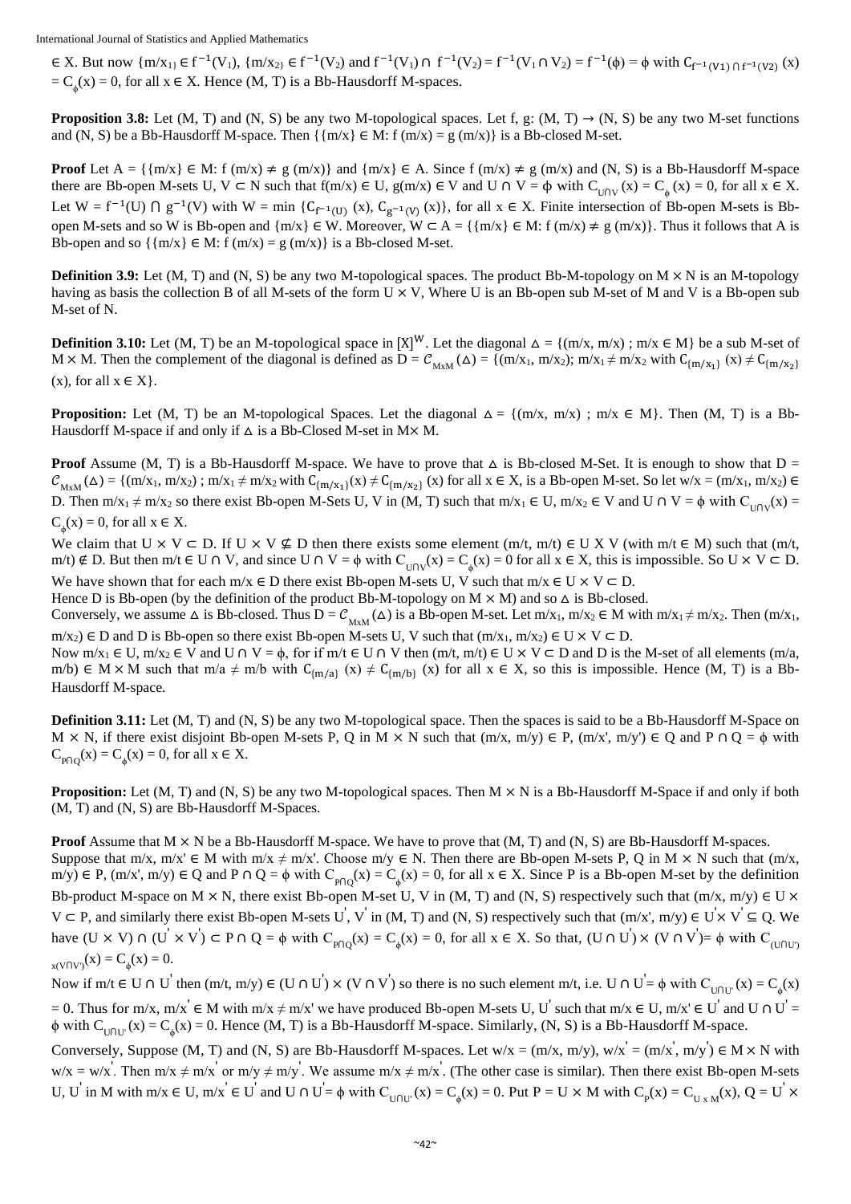$\in X$. But now $\{m/x_1\} \in f^{-1}(V_1)$, $\{m/x_2\} \in f^{-1}(V_2)$ and $f^{-1}(V_1) \cap f^{-1}(V_2) = f^{-1}(V_1 \cap V_2) = f^{-1}(\phi) = \phi$ with $C_{f^{-1}(V1) \cap f^{-1}(V2)}(x) = C_{\phi}(x) = 0$, for all $x \in X$. Hence (M, T) is a Bb-Hausdorff M-spaces.

**Proposition 3.8:** Let (M, T) and (N, S) be any two M-topological spaces. Let f, g: (M, T) → (N, S) be any two M-set functions and (N, S) be a Bb-Hausdorff M-space. Then $\{\{m/x\} \in M: f(m/x) = g(m/x)\}$ is a Bb-closed M-set.

**Proof** Let $A = \{\{m/x\} \in M: f(m/x) \neq g(m/x)\}$ and $\{m/x\} \in A$. Since $f(m/x) \neq g(m/x)$ and (N, S) is a Bb-Hausdorff M-space there are Bb-open M-sets $U, V \subset N$ such that $f(m/x) \in U$, $g(m/x) \in V$ and $U \cap V = \phi$ with $C_{U \cap V}(x) = C_{\phi}(x) = 0$, for all $x \in X$. Let $W = f^{-1}(U) \cap g^{-1}(V)$ with $W = \min\{C_{f^{-1}(U)}(x), C_{g^{-1}(V)}(x)\}$, for all $x \in X$. Finite intersection of Bb-open M-sets is Bb-open M-sets and so W is Bb-open and $\{m/x\} \in W$. Moreover, $W \subset A = \{\{m/x\} \in M: f(m/x) \neq g(m/x)\}$. Thus it follows that A is Bb-open and so $\{\{m/x\} \in M: f(m/x) = g(m/x)\}$ is a Bb-closed M-set.

**Definition 3.9:** Let (M, T) and (N, S) be any two M-topological spaces. The product Bb-M-topology on $M \times N$ is an M-topology having as basis the collection B of all M-sets of the form $U \times V$, Where U is an Bb-open sub M-set of M and V is a Bb-open sub M-set of N.

**Definition 3.10:** Let (M, T) be an M-topological space in $[X]^W$. Let the diagonal $\Delta = \{(m/x, m/x) ; m/x \in M\}$ be a sub M-set of $M \times M$. Then the complement of the diagonal is defined as $D = \mathcal{C}_{M \times M}(\Delta) = \{(m/x_1, m/x_2); m/x_1 \neq m/x_2$ with $C_{\{m/x_1\}}(x) \neq C_{\{m/x_2\}}(x)$, for all $x \in X\}$.

**Proposition:** Let (M, T) be an M-topological Spaces. Let the diagonal $\Delta = \{(m/x, m/x) ; m/x \in M\}$. Then (M, T) is a Bb-Hausdorff M-space if and only if $\Delta$ is a Bb-Closed M-set in $M \times M$.

**Proof** Assume (M, T) is a Bb-Hausdorff M-space. We have to prove that $\Delta$ is Bb-closed M-Set. It is enough to show that $D = \mathcal{C}_{M \times M}(\Delta) = \{(m/x_1, m/x_2) ; m/x_1 \neq m/x_2$ with $C_{\{m/x_1\}}(x) \neq C_{\{m/x_2\}}(x)$ for all $x \in X\}$, is a Bb-open M-set. So let $w/x = (m/x_1, m/x_2) \in D$. Then $m/x_1 \neq m/x_2$ so there exist Bb-open M-Sets U, V in (M, T) such that $m/x_1 \in U$, $m/x_2 \in V$ and $U \cap V = \phi$ with $C_{U \cap V}(x) = C_{\phi}(x) = 0$, for all $x \in X$.

We claim that $U \times V \subset D$. If $U \times V \not\subseteq D$ then there exists some element $(m/t, m/t) \in U \times V$ (with $m/t \in M$) such that $(m/t, m/t) \notin D$. But then $m/t \in U \cap V$, and since $U \cap V = \phi$ with $C_{U \cap V}(x) = C_{\phi}(x) = 0$ for all $x \in X$, this is impossible. So $U \times V \subset D$.

We have shown that for each $m/x \in D$ there exist Bb-open M-sets U, V such that $m/x \in U \times V \subset D$.

Hence D is Bb-open (by the definition of the product Bb-M-topology on $M \times M$) and so $\Delta$ is Bb-closed.

Conversely, we assume $\Delta$ is Bb-closed. Thus $D = \mathcal{C}_{M \times M}(\Delta)$ is a Bb-open M-set. Let $m/x_1, m/x_2 \in M$ with $m/x_1 \neq m/x_2$. Then $(m/x_1, m/x_2) \in D$ and D is Bb-open so there exist Bb-open M-sets U, V such that $(m/x_1, m/x_2) \in U \times V \subset D$.

Now $m/x_1 \in U$, $m/x_2 \in V$ and $U \cap V = \phi$, for if $m/t \in U \cap V$ then $(m/t, m/t) \in U \times V \subset D$ and D is the M-set of all elements $(m/a, m/b) \in M \times M$ such that $m/a \neq m/b$ with $C_{\{m/a\}}(x) \neq C_{\{m/b\}}(x)$ for all $x \in X$, so this is impossible. Hence (M, T) is a Bb-Hausdorff M-space.

**Definition 3.11:** Let (M, T) and (N, S) be any two M-topological space. Then the spaces is said to be a Bb-Hausdorff M-Space on $M \times N$, if there exist disjoint Bb-open M-sets P, Q in $M \times N$ such that $(m/x, m/y) \in P$, $(m/x', m/y') \in Q$ and $P \cap Q = \phi$ with $C_{P \cap Q}(x) = C_{\phi}(x) = 0$, for all $x \in X$.

**Proposition:** Let (M, T) and (N, S) be any two M-topological spaces. Then $M \times N$ is a Bb-Hausdorff M-Space if and only if both (M, T) and (N, S) are Bb-Hausdorff M-Spaces.

**Proof** Assume that $M \times N$ be a Bb-Hausdorff M-space. We have to prove that (M, T) and (N, S) are Bb-Hausdorff M-spaces. Suppose that $m/x, m/x' \in M$ with $m/x \neq m/x'$. Choose $m/y \in N$. Then there are Bb-open M-sets P, Q in $M \times N$ such that $(m/x, m/y) \in P$, $(m/x', m/y) \in Q$ and $P \cap Q = \phi$ with $C_{P \cap Q}(x) = C_{\phi}(x) = 0$, for all $x \in X$. Since P is a Bb-open M-set by the definition Bb-product M-space on $M \times N$, there exist Bb-open M-set U, V in (M, T) and (N, S) respectively such that $(m/x, m/y) \in U \times V \subset P$, and similarly there exist Bb-open M-sets $U'$, $V'$ in (M, T) and (N, S) respectively such that $(m/x', m/y) \in U' \times V' \subseteq Q$. We have $(U \times V) \cap (U' \times V') \subset P \cap Q = \phi$ with $C_{P \cap Q}(x) = C_{\phi}(x) = 0$, for all $x \in X$. So that, $(U \cap U') \times (V \cap V') = \phi$ with $C_{(U \cap U') \times (V \cap V')}(x) = C_{\phi}(x) = 0$.

Now if $m/t \in U \cap U'$ then $(m/t, m/y) \in (U \cap U') \times (V \cap V')$ so there is no such element m/t, i.e. $U \cap U' = \phi$ with $C_{U \cap U'}(x) = C_{\phi}(x) = 0$. Thus for $m/x, m/x' \in M$ with $m/x \neq m/x'$ we have produced Bb-open M-sets $U, U'$ such that $m/x \in U$, $m/x' \in U'$ and $U \cap U' = \phi$ with $C_{U \cap U'}(x) = C_{\phi}(x) = 0$. Hence (M, T) is a Bb-Hausdorff M-space. Similarly, (N, S) is a Bb-Hausdorff M-space.

Conversely, Suppose (M, T) and (N, S) are Bb-Hausdorff M-spaces. Let $w/x = (m/x, m/y)$, $w/x' = (m/x', m/y') \in M \times N$ with $w/x = w/x'$. Then $m/x \neq m/x'$ or $m/y \neq m/y'$. We assume $m/x \neq m/x'$. (The other case is similar). Then there exist Bb-open M-sets $U, U'$ in M with $m/x \in U$, $m/x' \in U'$ and $U \cap U' = \phi$ with $C_{U \cap U'}(x) = C_{\phi}(x) = 0$. Put $P = U \times M$ with $C_P(x) = C_{U \times M}(x)$, $Q = U' \times$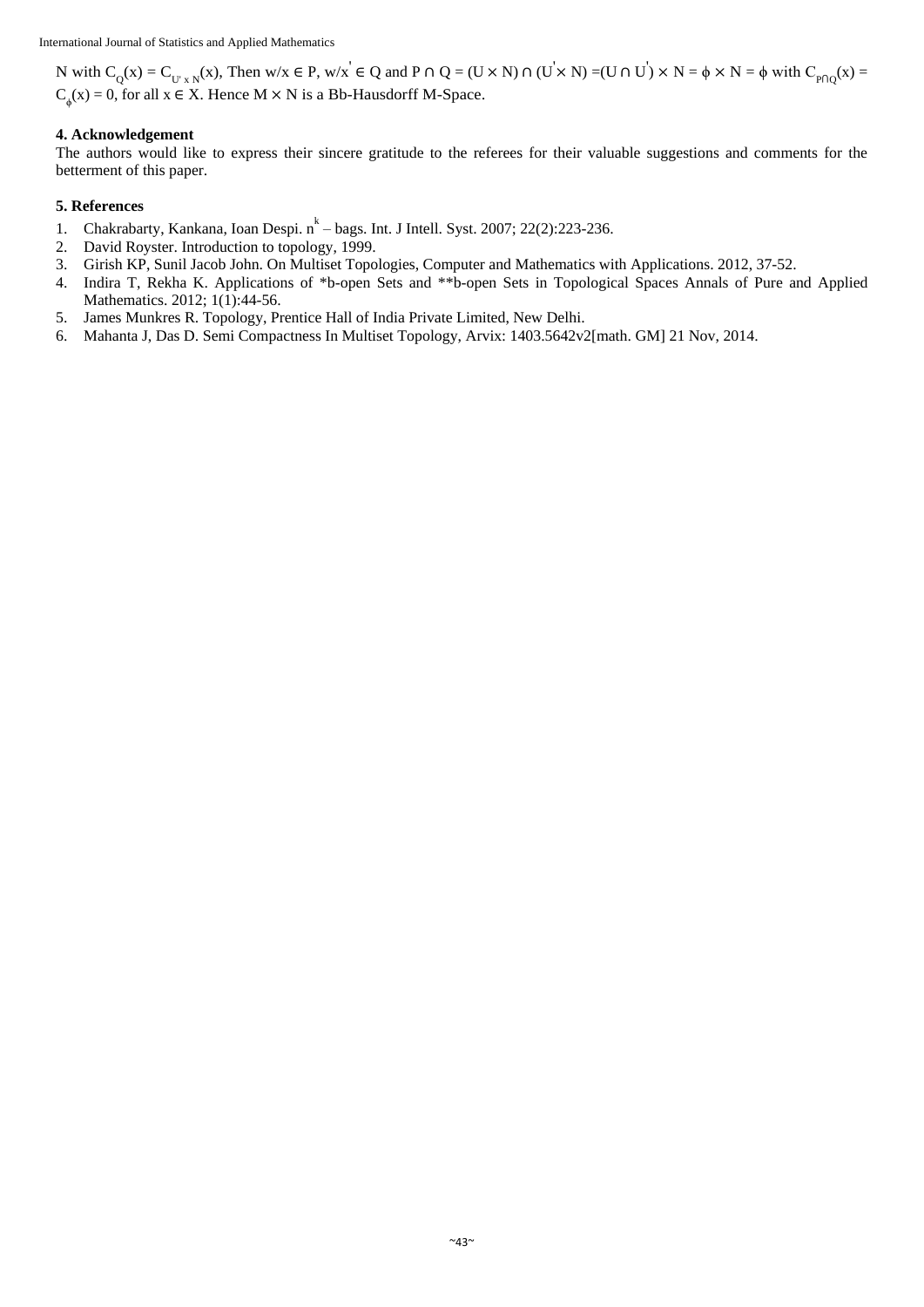N with $C_Q(x) = C_{U' \times N}(x)$, Then $w/x \in P$, $w/x' \in Q$ and $P \cap Q = (U \times N) \cap (U' \times N) = (U \cap U') \times N = \phi \times N = \phi$ with $C_{P \cap Q}(x) = C_\phi(x) = 0$, for all $x \in X$. Hence $M \times N$ is a Bb-Hausdorff M-Space.

### 4. Acknowledgement

The authors would like to express their sincere gratitude to the referees for their valuable suggestions and comments for the betterment of this paper.

### 5. References

1. Chakrabarty, Kankana, Ioan Despi. $n^k$ – bags. Int. J Intell. Syst. 2007; 22(2):223-236.
2. David Royster. Introduction to topology, 1999.
3. Girish KP, Sunil Jacob John. On Multiset Topologies, Computer and Mathematics with Applications. 2012, 37-52.
4. Indira T, Rekha K. Applications of *b-open Sets and **b-open Sets in Topological Spaces Annals of Pure and Applied Mathematics. 2012; 1(1):44-56.
5. James Munkres R. Topology, Prentice Hall of India Private Limited, New Delhi.
6. Mahanta J, Das D. Semi Compactness In Multiset Topology, Arvix: 1403.5642v2[math. GM] 21 Nov, 2014.